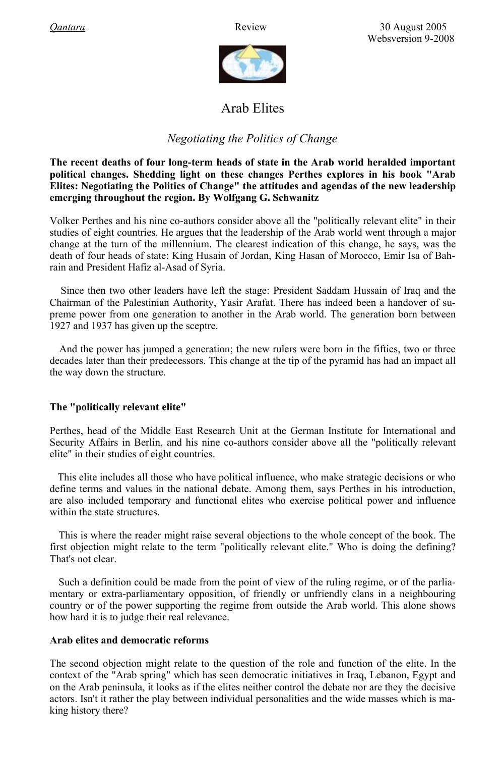Qantara Review 30 August 2005
Websversion 9-2008

# Arab Elites

## *Negotiating the Politics of Change*

**The recent deaths of four long-term heads of state in the Arab world heralded important political changes. Shedding light on these changes Perthes explores in his book "Arab Elites: Negotiating the Politics of Change" the attitudes and agendas of the new leadership emerging throughout the region. By Wolfgang G. Schwanitz**

Volker Perthes and his nine co-authors consider above all the "politically relevant elite" in their studies of eight countries. He argues that the leadership of the Arab world went through a major change at the turn of the millennium. The clearest indication of this change, he says, was the death of four heads of state: King Husain of Jordan, King Hasan of Morocco, Emir Isa of Bahrain and President Hafiz al-Asad of Syria.

Since then two other leaders have left the stage: President Saddam Hussain of Iraq and the Chairman of the Palestinian Authority, Yasir Arafat. There has indeed been a handover of supreme power from one generation to another in the Arab world. The generation born between 1927 and 1937 has given up the sceptre.

And the power has jumped a generation; the new rulers were born in the fifties, two or three decades later than their predecessors. This change at the tip of the pyramid has had an impact all the way down the structure.

### The "politically relevant elite"

Perthes, head of the Middle East Research Unit at the German Institute for International and Security Affairs in Berlin, and his nine co-authors consider above all the "politically relevant elite" in their studies of eight countries.

This elite includes all those who have political influence, who make strategic decisions or who define terms and values in the national debate. Among them, says Perthes in his introduction, are also included temporary and functional elites who exercise political power and influence within the state structures.

This is where the reader might raise several objections to the whole concept of the book. The first objection might relate to the term "politically relevant elite." Who is doing the defining? That's not clear.

Such a definition could be made from the point of view of the ruling regime, or of the parliamentary or extra-parliamentary opposition, of friendly or unfriendly clans in a neighbouring country or of the power supporting the regime from outside the Arab world. This alone shows how hard it is to judge their real relevance.

### Arab elites and democratic reforms

The second objection might relate to the question of the role and function of the elite. In the context of the "Arab spring" which has seen democratic initiatives in Iraq, Lebanon, Egypt and on the Arab peninsula, it looks as if the elites neither control the debate nor are they the decisive actors. Isn't it rather the play between individual personalities and the wide masses which is making history there?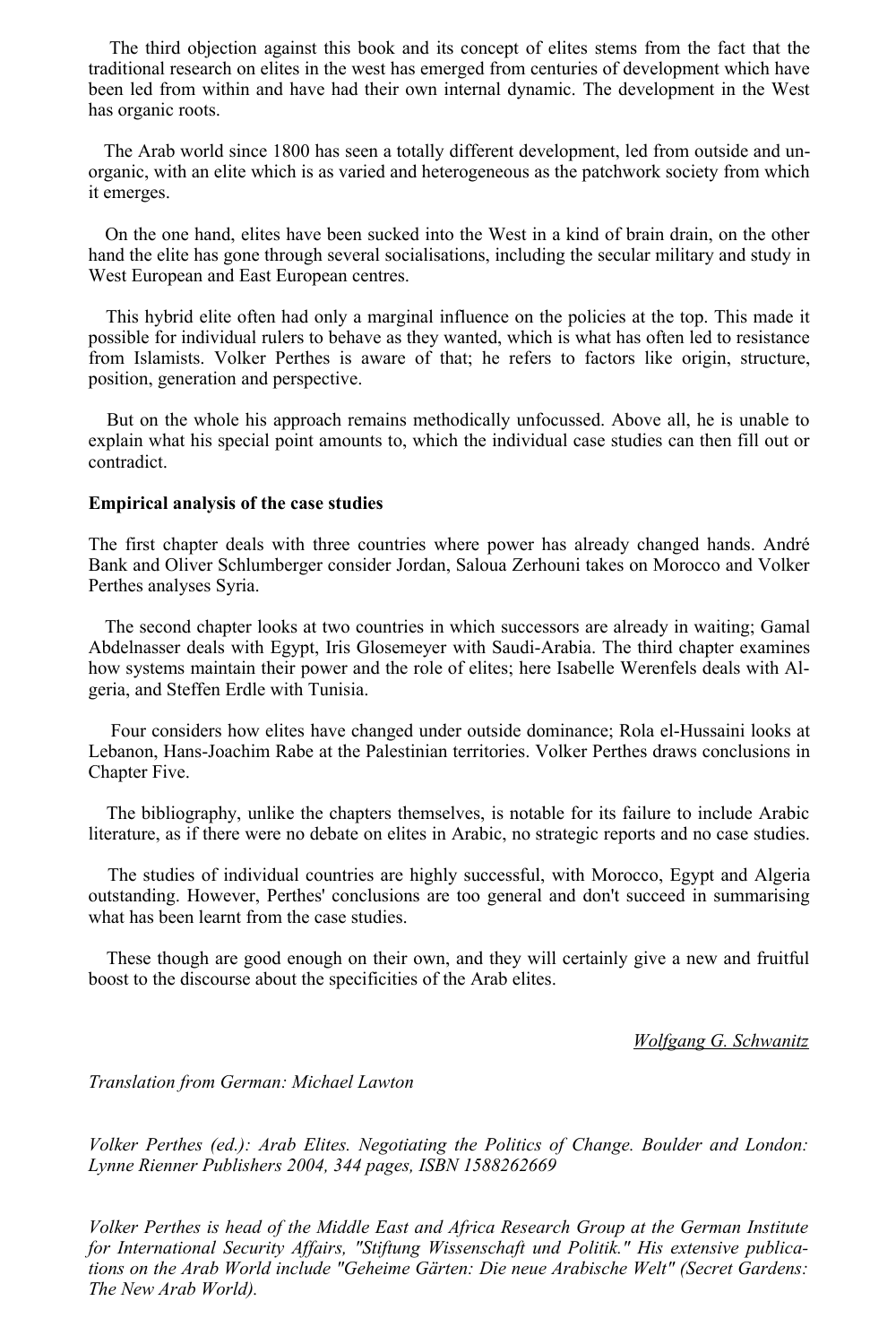The third objection against this book and its concept of elites stems from the fact that the traditional research on elites in the west has emerged from centuries of development which have been led from within and have had their own internal dynamic. The development in the West has organic roots.

The Arab world since 1800 has seen a totally different development, led from outside and un-organic, with an elite which is as varied and heterogeneous as the patchwork society from which it emerges.

On the one hand, elites have been sucked into the West in a kind of brain drain, on the other hand the elite has gone through several socialisations, including the secular military and study in West European and East European centres.

This hybrid elite often had only a marginal influence on the policies at the top. This made it possible for individual rulers to behave as they wanted, which is what has often led to resistance from Islamists. Volker Perthes is aware of that; he refers to factors like origin, structure, position, generation and perspective.

But on the whole his approach remains methodically unfocussed. Above all, he is unable to explain what his special point amounts to, which the individual case studies can then fill out or contradict.

**Empirical analysis of the case studies**

The first chapter deals with three countries where power has already changed hands. André Bank and Oliver Schlumberger consider Jordan, Saloua Zerhouni takes on Morocco and Volker Perthes analyses Syria.

The second chapter looks at two countries in which successors are already in waiting; Gamal Abdelnasser deals with Egypt, Iris Glosemeyer with Saudi-Arabia. The third chapter examines how systems maintain their power and the role of elites; here Isabelle Werenfels deals with Algeria, and Steffen Erdle with Tunisia.

Four considers how elites have changed under outside dominance; Rola el-Hussaini looks at Lebanon, Hans-Joachim Rabe at the Palestinian territories. Volker Perthes draws conclusions in Chapter Five.

The bibliography, unlike the chapters themselves, is notable for its failure to include Arabic literature, as if there were no debate on elites in Arabic, no strategic reports and no case studies.

The studies of individual countries are highly successful, with Morocco, Egypt and Algeria outstanding. However, Perthes' conclusions are too general and don't succeed in summarising what has been learnt from the case studies.

These though are good enough on their own, and they will certainly give a new and fruitful boost to the discourse about the specificities of the Arab elites.

*Wolfgang G. Schwanitz*

*Translation from German: Michael Lawton*

*Volker Perthes (ed.): Arab Elites. Negotiating the Politics of Change. Boulder and London: Lynne Rienner Publishers 2004, 344 pages, ISBN 1588262669*

*Volker Perthes is head of the Middle East and Africa Research Group at the German Institute for International Security Affairs, "Stiftung Wissenschaft und Politik." His extensive publications on the Arab World include "Geheime Gärten: Die neue Arabische Welt" (Secret Gardens: The New Arab World).*